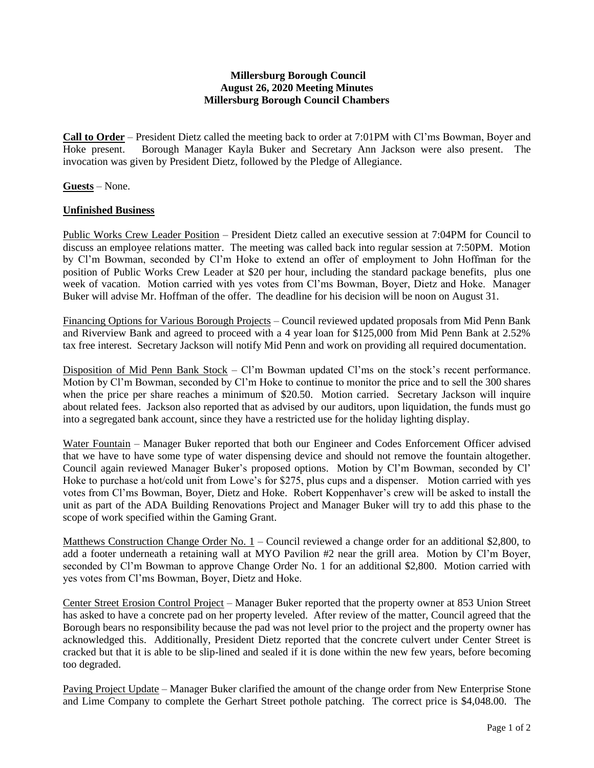**Millersburg Borough Council**
**August 26, 2020 Meeting Minutes**
**Millersburg Borough Council Chambers**

**Call to Order** – President Dietz called the meeting back to order at 7:01PM with Cl'ms Bowman, Boyer and Hoke present. Borough Manager Kayla Buker and Secretary Ann Jackson were also present. The invocation was given by President Dietz, followed by the Pledge of Allegiance.

**Guests** – None.

**Unfinished Business**

Public Works Crew Leader Position – President Dietz called an executive session at 7:04PM for Council to discuss an employee relations matter. The meeting was called back into regular session at 7:50PM. Motion by Cl'm Bowman, seconded by Cl'm Hoke to extend an offer of employment to John Hoffman for the position of Public Works Crew Leader at $20 per hour, including the standard package benefits, plus one week of vacation. Motion carried with yes votes from Cl'ms Bowman, Boyer, Dietz and Hoke. Manager Buker will advise Mr. Hoffman of the offer. The deadline for his decision will be noon on August 31.

Financing Options for Various Borough Projects – Council reviewed updated proposals from Mid Penn Bank and Riverview Bank and agreed to proceed with a 4 year loan for $125,000 from Mid Penn Bank at 2.52% tax free interest. Secretary Jackson will notify Mid Penn and work on providing all required documentation.

Disposition of Mid Penn Bank Stock – Cl'm Bowman updated Cl'ms on the stock's recent performance. Motion by Cl'm Bowman, seconded by Cl'm Hoke to continue to monitor the price and to sell the 300 shares when the price per share reaches a minimum of $20.50. Motion carried. Secretary Jackson will inquire about related fees. Jackson also reported that as advised by our auditors, upon liquidation, the funds must go into a segregated bank account, since they have a restricted use for the holiday lighting display.

Water Fountain – Manager Buker reported that both our Engineer and Codes Enforcement Officer advised that we have to have some type of water dispensing device and should not remove the fountain altogether. Council again reviewed Manager Buker's proposed options. Motion by Cl'm Bowman, seconded by Cl' Hoke to purchase a hot/cold unit from Lowe's for $275, plus cups and a dispenser. Motion carried with yes votes from Cl'ms Bowman, Boyer, Dietz and Hoke. Robert Koppenhaver's crew will be asked to install the unit as part of the ADA Building Renovations Project and Manager Buker will try to add this phase to the scope of work specified within the Gaming Grant.

Matthews Construction Change Order No. 1 – Council reviewed a change order for an additional $2,800, to add a footer underneath a retaining wall at MYO Pavilion #2 near the grill area. Motion by Cl'm Boyer, seconded by Cl'm Bowman to approve Change Order No. 1 for an additional $2,800. Motion carried with yes votes from Cl'ms Bowman, Boyer, Dietz and Hoke.

Center Street Erosion Control Project – Manager Buker reported that the property owner at 853 Union Street has asked to have a concrete pad on her property leveled. After review of the matter, Council agreed that the Borough bears no responsibility because the pad was not level prior to the project and the property owner has acknowledged this. Additionally, President Dietz reported that the concrete culvert under Center Street is cracked but that it is able to be slip-lined and sealed if it is done within the new few years, before becoming too degraded.

Paving Project Update – Manager Buker clarified the amount of the change order from New Enterprise Stone and Lime Company to complete the Gerhart Street pothole patching. The correct price is $4,048.00. The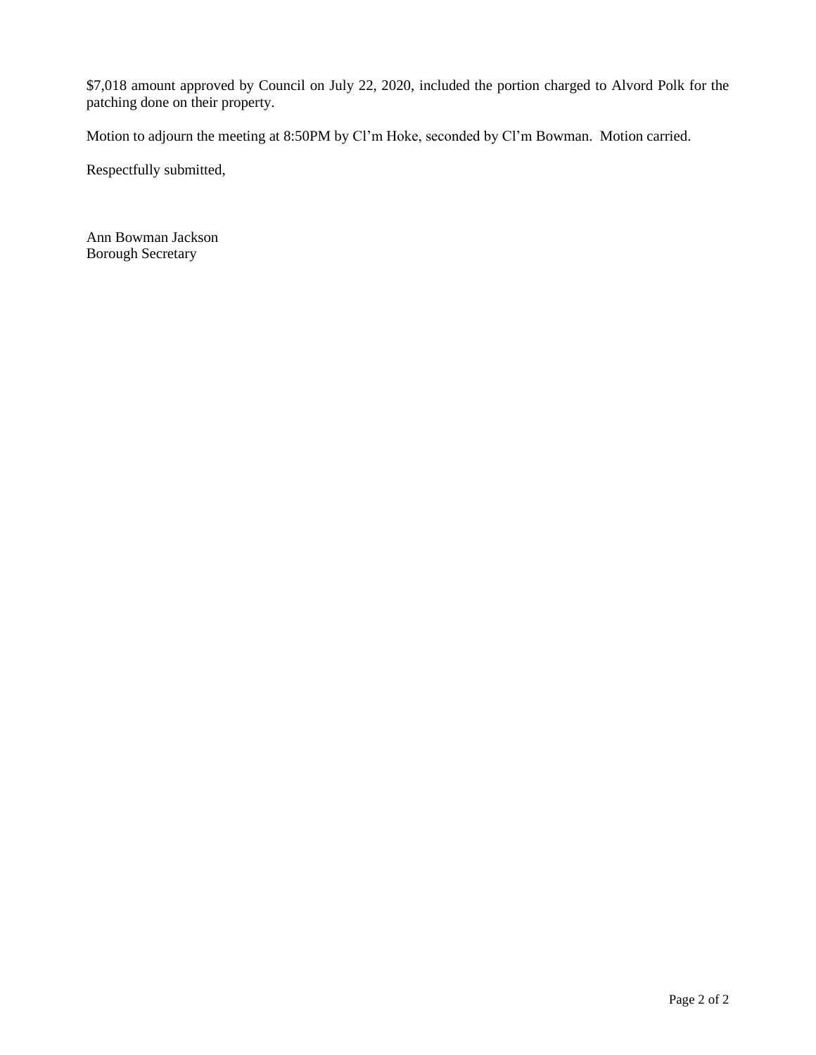$7,018 amount approved by Council on July 22, 2020, included the portion charged to Alvord Polk for the patching done on their property.

Motion to adjourn the meeting at 8:50PM by Cl'm Hoke, seconded by Cl'm Bowman. Motion carried.

Respectfully submitted,

Ann Bowman Jackson  
Borough Secretary